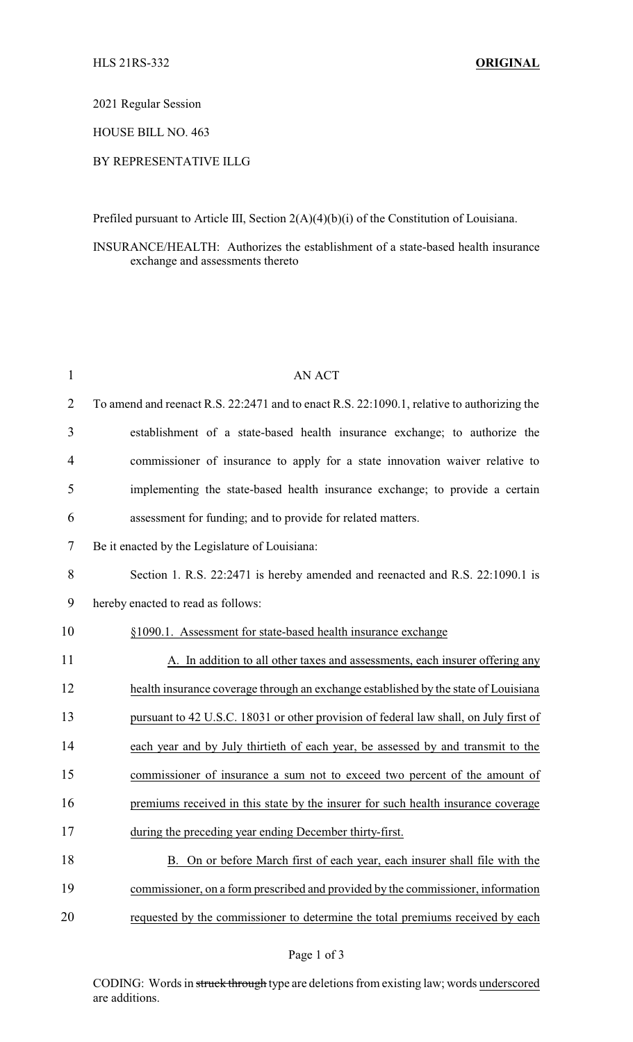HLS 21RS-332 **ORIGINAL**

2021 Regular Session

HOUSE BILL NO. 463

BY REPRESENTATIVE ILLG

Prefiled pursuant to Article III, Section 2(A)(4)(b)(i) of the Constitution of Louisiana.

INSURANCE/HEALTH: Authorizes the establishment of a state-based health insurance exchange and assessments thereto

AN ACT

To amend and reenact R.S. 22:2471 and to enact R.S. 22:1090.1, relative to authorizing the establishment of a state-based health insurance exchange; to authorize the commissioner of insurance to apply for a state innovation waiver relative to implementing the state-based health insurance exchange; to provide a certain assessment for funding; and to provide for related matters.

Be it enacted by the Legislature of Louisiana:

Section 1. R.S. 22:2471 is hereby amended and reenacted and R.S. 22:1090.1 is hereby enacted to read as follows:

<u>§1090.1. Assessment for state-based health insurance exchange</u>

<u>A. In addition to all other taxes and assessments, each insurer offering any health insurance coverage through an exchange established by the state of Louisiana pursuant to 42 U.S.C. 18031 or other provision of federal law shall, on July first of each year and by July thirtieth of each year, be assessed by and transmit to the commissioner of insurance a sum not to exceed two percent of the amount of premiums received in this state by the insurer for such health insurance coverage during the preceding year ending December thirty-first.</u>

<u>B. On or before March first of each year, each insurer shall file with the commissioner, on a form prescribed and provided by the commissioner, information requested by the commissioner to determine the total premiums received by each</u>

CODING: Words in ~~struck through~~ type are deletions from existing law; words <u>underscored</u> are additions.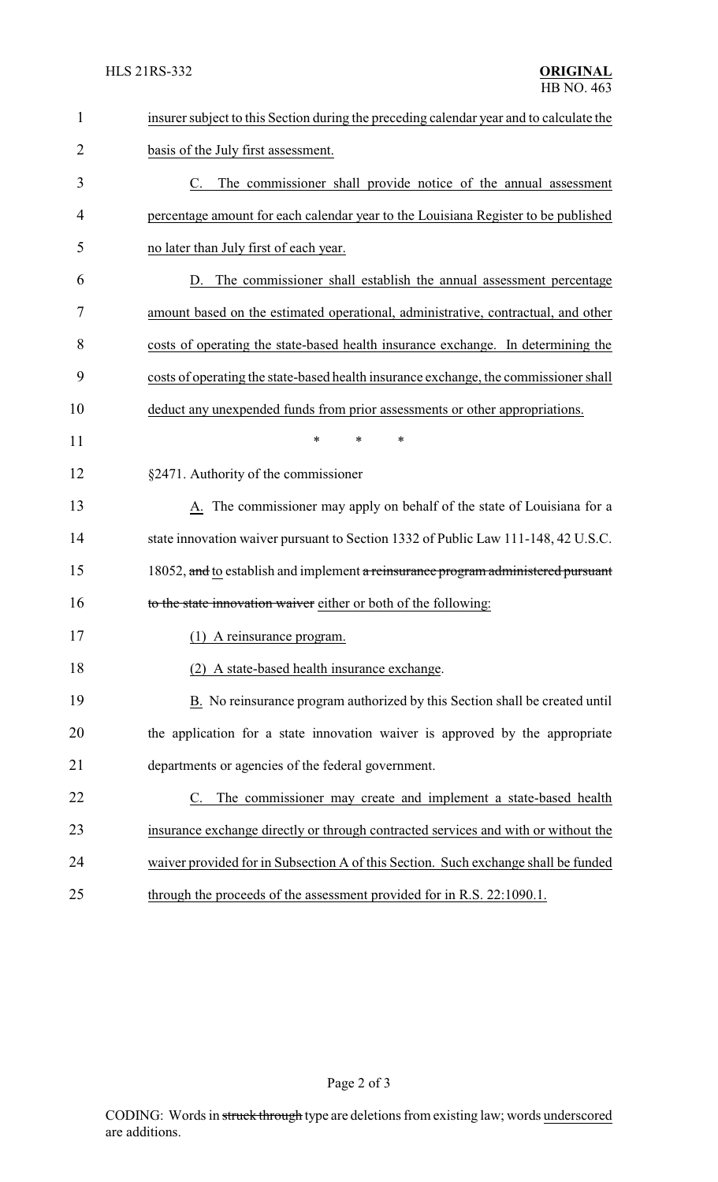insurer subject to this Section during the preceding calendar year and to calculate the basis of the July first assessment.

C. The commissioner shall provide notice of the annual assessment percentage amount for each calendar year to the Louisiana Register to be published no later than July first of each year.

D. The commissioner shall establish the annual assessment percentage amount based on the estimated operational, administrative, contractual, and other costs of operating the state-based health insurance exchange. In determining the costs of operating the state-based health insurance exchange, the commissioner shall deduct any unexpended funds from prior assessments or other appropriations.

\* \* \*

§2471. Authority of the commissioner

A. The commissioner may apply on behalf of the state of Louisiana for a state innovation waiver pursuant to Section 1332 of Public Law 111-148, 42 U.S.C. 18052, ~~and~~ to establish and implement ~~a reinsurance program administered pursuant to the state innovation waiver~~ either or both of the following:

(1) A reinsurance program.

(2) A state-based health insurance exchange.

B. No reinsurance program authorized by this Section shall be created until the application for a state innovation waiver is approved by the appropriate departments or agencies of the federal government.

C. The commissioner may create and implement a state-based health insurance exchange directly or through contracted services and with or without the waiver provided for in Subsection A of this Section. Such exchange shall be funded through the proceeds of the assessment provided for in R.S. 22:1090.1.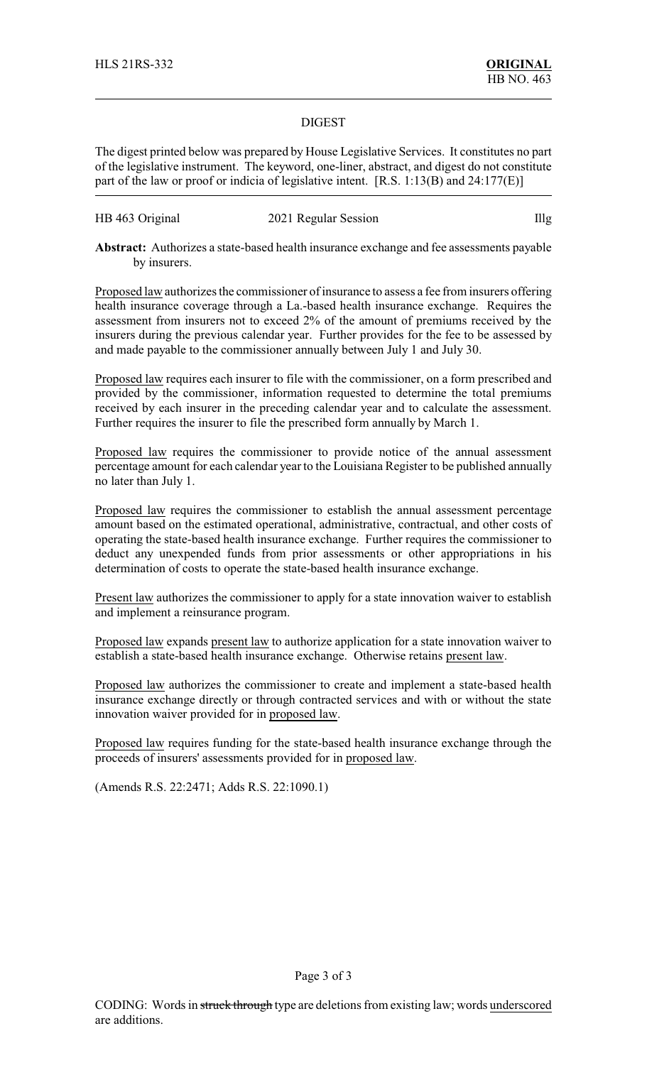HLS 21RS-332 **ORIGINAL**
HB NO. 463

## DIGEST

The digest printed below was prepared by House Legislative Services. It constitutes no part of the legislative instrument. The keyword, one-liner, abstract, and digest do not constitute part of the law or proof or indicia of legislative intent. [R.S. 1:13(B) and 24:177(E)]

HB 463 Original 2021 Regular Session Illg

**Abstract:** Authorizes a state-based health insurance exchange and fee assessments payable by insurers.

Proposed law authorizes the commissioner of insurance to assess a fee from insurers offering health insurance coverage through a La.-based health insurance exchange. Requires the assessment from insurers not to exceed 2% of the amount of premiums received by the insurers during the previous calendar year. Further provides for the fee to be assessed by and made payable to the commissioner annually between July 1 and July 30.

Proposed law requires each insurer to file with the commissioner, on a form prescribed and provided by the commissioner, information requested to determine the total premiums received by each insurer in the preceding calendar year and to calculate the assessment. Further requires the insurer to file the prescribed form annually by March 1.

Proposed law requires the commissioner to provide notice of the annual assessment percentage amount for each calendar year to the Louisiana Register to be published annually no later than July 1.

Proposed law requires the commissioner to establish the annual assessment percentage amount based on the estimated operational, administrative, contractual, and other costs of operating the state-based health insurance exchange. Further requires the commissioner to deduct any unexpended funds from prior assessments or other appropriations in his determination of costs to operate the state-based health insurance exchange.

Present law authorizes the commissioner to apply for a state innovation waiver to establish and implement a reinsurance program.

Proposed law expands present law to authorize application for a state innovation waiver to establish a state-based health insurance exchange. Otherwise retains present law.

Proposed law authorizes the commissioner to create and implement a state-based health insurance exchange directly or through contracted services and with or without the state innovation waiver provided for in proposed law.

Proposed law requires funding for the state-based health insurance exchange through the proceeds of insurers' assessments provided for in proposed law.

(Amends R.S. 22:2471; Adds R.S. 22:1090.1)

CODING: Words in ~~struck through~~ type are deletions from existing law; words underscored are additions.